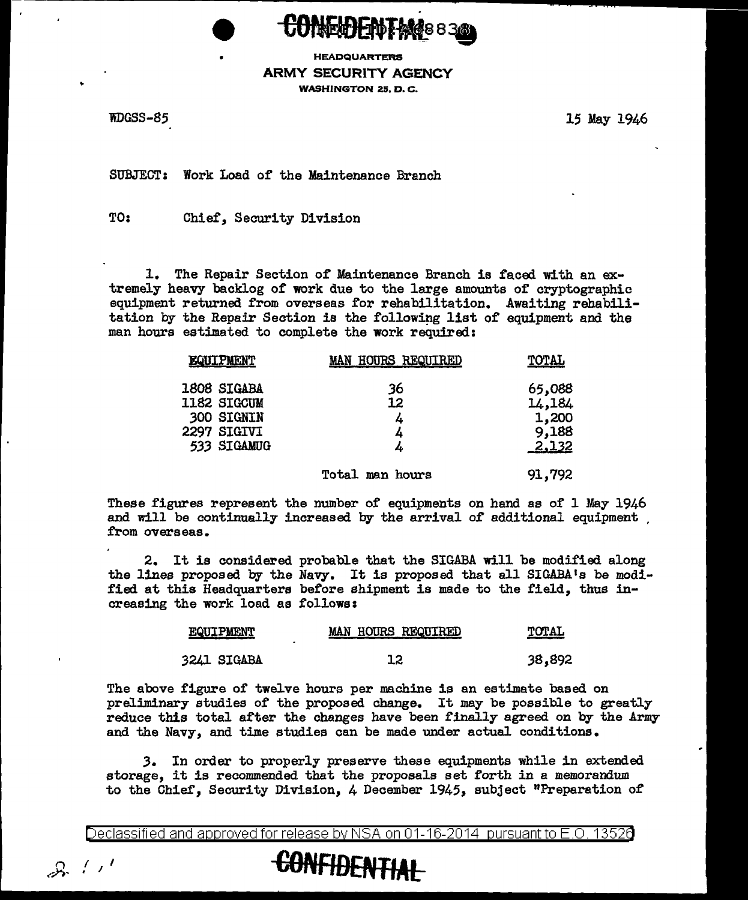CONFIDENTIAL

**HEADQUARTERS**
**ARMY SECURITY AGENCY**
**WASHINGTON 25, D. C.**

WDGSS-85

15 May 1946

SUBJECT: Work Load of the Maintenance Branch

TO: Chief, Security Division

1. The Repair Section of Maintenance Branch is faced with an extremely heavy backlog of work due to the large amounts of cryptographic equipment returned from overseas for rehabilitation. Awaiting rehabilitation by the Repair Section is the following list of equipment and the man hours estimated to complete the work required:

| EQUIPMENT | MAN HOURS REQUIRED | TOTAL |
|---|---|---|
| 1808 SIGABA | 36 | 65,088 |
| 1182 SIGCUM | 12 | 14,184 |
| 300 SIGNIN | 4 | 1,200 |
| 2297 SIGIVI | 4 | 9,188 |
| 533 SIGAMUG | 4 | 2,132 |
| | Total man hours | 91,792 |

These figures represent the number of equipments on hand as of 1 May 1946 and will be continually increased by the arrival of additional equipment from overseas.

2. It is considered probable that the SIGABA will be modified along the lines proposed by the Navy. It is proposed that all SIGABA's be modified at this Headquarters before shipment is made to the field, thus increasing the work load as follows:

| EQUIPMENT | MAN HOURS REQUIRED | TOTAL |
|---|---|---|
| 3241 SIGABA | 12 | 38,892 |

The above figure of twelve hours per machine is an estimate based on preliminary studies of the proposed change. It may be possible to greatly reduce this total after the changes have been finally agreed on by the Army and the Navy, and time studies can be made under actual conditions.

3. In order to properly preserve these equipments while in extended storage, it is recommended that the proposals set forth in a memorandum to the Chief, Security Division, 4 December 1945, subject "Preparation of

Declassified and approved for release by NSA on 01-16-2014 pursuant to E.O. 13526

CONFIDENTIAL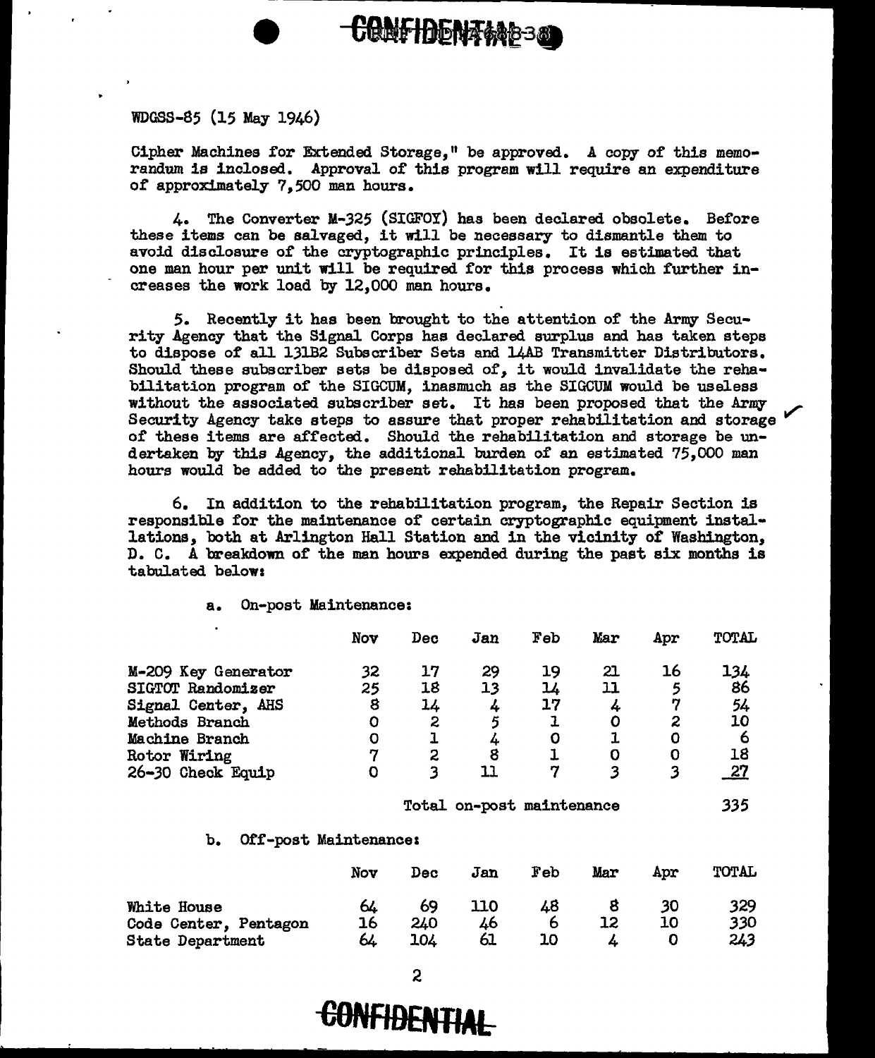WDGSS-85 (15 May 1946)

Cipher Machines for Extended Storage," be approved. A copy of this memorandum is inclosed. Approval of this program will require an expenditure of approximately 7,500 man hours.

4. The Converter M-325 (SIGFOY) has been declared obsolete. Before these items can be salvaged, it will be necessary to dismantle them to avoid disclosure of the cryptographic principles. It is estimated that one man hour per unit will be required for this process which further increases the work load by 12,000 man hours.

5. Recently it has been brought to the attention of the Army Security Agency that the Signal Corps has declared surplus and has taken steps to dispose of all 131B2 Subscriber Sets and 14AB Transmitter Distributors. Should these subscriber sets be disposed of, it would invalidate the rehabilitation program of the SIGCUM, inasmuch as the SIGCUM would be useless without the associated subscriber set. It has been proposed that the Army Security Agency take steps to assure that proper rehabilitation and storage of these items are affected. Should the rehabilitation and storage be undertaken by this Agency, the additional burden of an estimated 75,000 man hours would be added to the present rehabilitation program.

6. In addition to the rehabilitation program, the Repair Section is responsible for the maintenance of certain cryptographic equipment installations, both at Arlington Hall Station and in the vicinity of Washington, D. C. A breakdown of the man hours expended during the past six months is tabulated below:

a. On-post Maintenance:

| | Nov | Dec | Jan | Feb | Mar | Apr | TOTAL |
|---|---|---|---|---|---|---|---|
| M-209 Key Generator | 32 | 17 | 29 | 19 | 21 | 16 | 134 |
| SIGTOT Randomizer | 25 | 18 | 13 | 14 | 11 | 5 | 86 |
| Signal Center, AHS | 8 | 14 | 4 | 17 | 4 | 7 | 54 |
| Methods Branch | 0 | 2 | 5 | 1 | 0 | 2 | 10 |
| Machine Branch | 0 | 1 | 4 | 0 | 1 | 0 | 6 |
| Rotor Wiring | 7 | 2 | 8 | 1 | 0 | 0 | 18 |
| 26-30 Check Equip | 0 | 3 | 11 | 7 | 3 | 3 | 27 |
| | | | Total on-post maintenance | | | | 335 |

b. Off-post Maintenance:

| | Nov | Dec | Jan | Feb | Mar | Apr | TOTAL |
|---|---|---|---|---|---|---|---|
| White House | 64 | 69 | 110 | 48 | 8 | 30 | 329 |
| Code Center, Pentagon | 16 | 240 | 46 | 6 | 12 | 10 | 330 |
| State Department | 64 | 104 | 61 | 10 | 4 | 0 | 243 |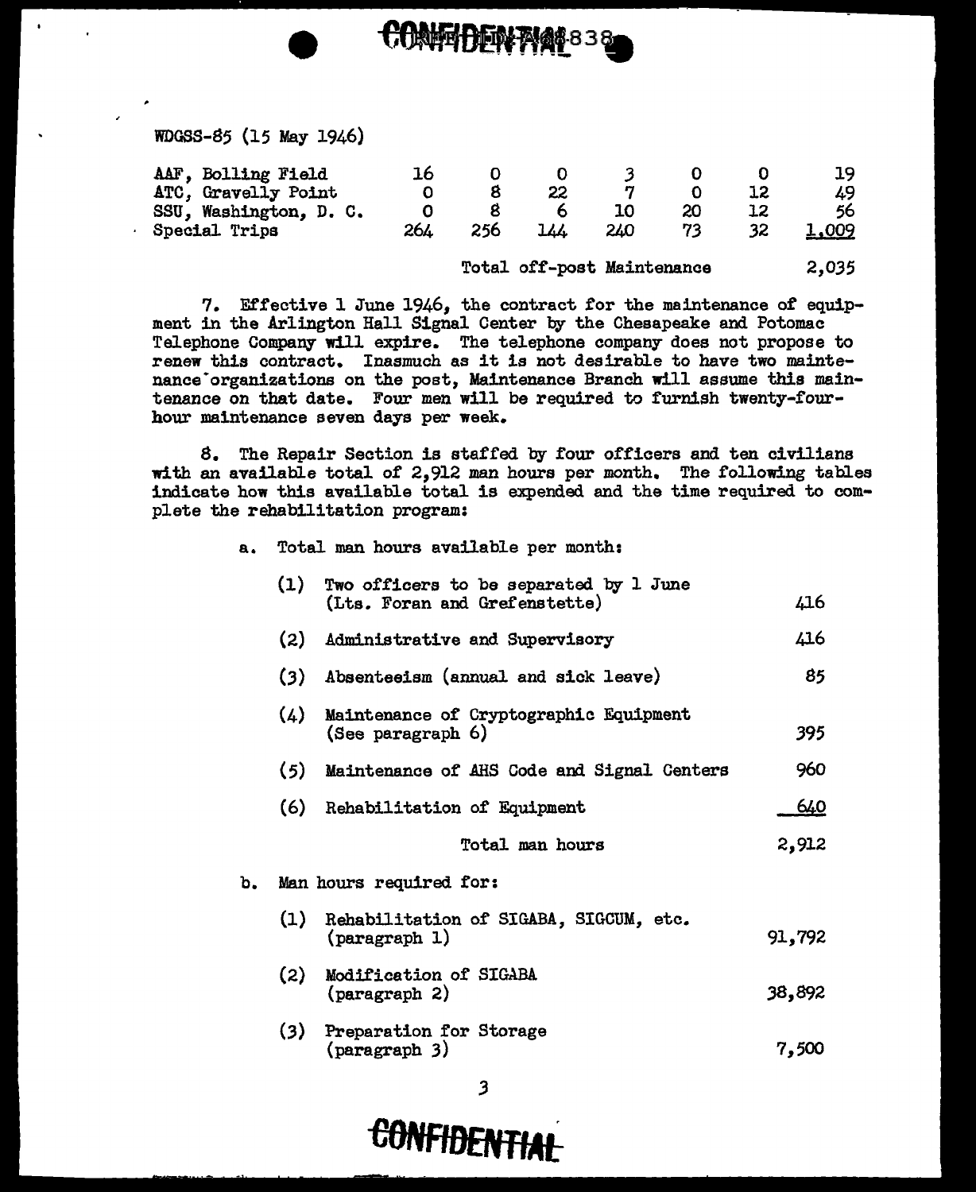CONFIDENTIAL

WDGSS-85 (15 May 1946)

| | | | | | | | |
|---|---|---|---|---|---|---|---|
| AAF, Bolling Field | 16 | 0 | 0 | 3 | 0 | 0 | 19 |
| ATC, Gravelly Point | 0 | 8 | 22 | 7 | 0 | 12 | 49 |
| SSU, Washington, D. C. | 0 | 8 | 6 | 10 | 20 | 12 | 56 |
| Special Trips | 264 | 256 | 144 | 240 | 73 | 32 | 1,009 |
| | | | Total off-post Maintenance | | | | 2,035 |

7. Effective 1 June 1946, the contract for the maintenance of equipment in the Arlington Hall Signal Center by the Chesapeake and Potomac Telephone Company will expire. The telephone company does not propose to renew this contract. Inasmuch as it is not desirable to have two maintenance organizations on the post, Maintenance Branch will assume this maintenance on that date. Four men will be required to furnish twenty-four-hour maintenance seven days per week.

8. The Repair Section is staffed by four officers and ten civilians with an available total of 2,912 man hours per month. The following tables indicate how this available total is expended and the time required to complete the rehabilitation program:

a. Total man hours available per month:

| | | |
|---|---|---|
| (1) | Two officers to be separated by 1 June (Lts. Foran and Grefenstette) | 416 |
| (2) | Administrative and Supervisory | 416 |
| (3) | Absenteeism (annual and sick leave) | 85 |
| (4) | Maintenance of Cryptographic Equipment (See paragraph 6) | 395 |
| (5) | Maintenance of AHS Code and Signal Centers | 960 |
| (6) | Rehabilitation of Equipment | 640 |
| | Total man hours | 2,912 |

b. Man hours required for:

| | | |
|---|---|---|
| (1) | Rehabilitation of SIGABA, SIGCUM, etc. (paragraph 1) | 91,792 |
| (2) | Modification of SIGABA (paragraph 2) | 38,892 |
| (3) | Preparation for Storage (paragraph 3) | 7,500 |

CONFIDENTIAL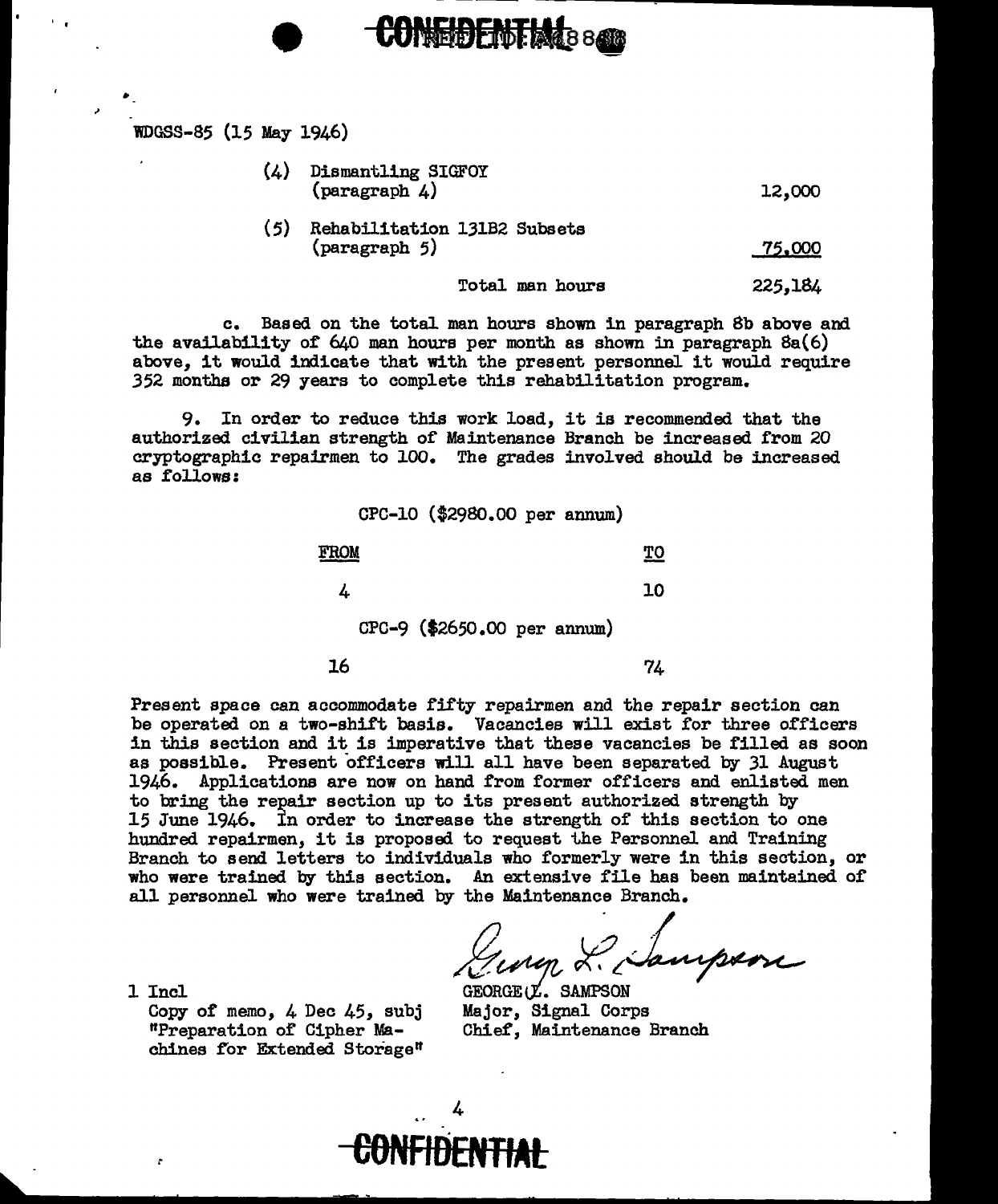CONFIDENTIAL

WDGSS-85 (15 May 1946)

| | | |
|---|---|---|
| (4) | Dismantling SIGFOY (paragraph 4) | 12,000 |
| (5) | Rehabilitation 131B2 Subsets (paragraph 5) | 75,000 |
| | Total man hours | 225,184 |

c. Based on the total man hours shown in paragraph 8b above and the availability of 640 man hours per month as shown in paragraph 8a(6) above, it would indicate that with the present personnel it would require 352 months or 29 years to complete this rehabilitation program.

9. In order to reduce this work load, it is recommended that the authorized civilian strength of Maintenance Branch be increased from 20 cryptographic repairmen to 100. The grades involved should be increased as follows:

| FROM | TO |
|---|---|
| CPC-10 ($2980.00 per annum) | |
| 4 | 10 |
| CPC-9 ($2650.00 per annum) | |
| 16 | 74 |

Present space can accommodate fifty repairmen and the repair section can be operated on a two-shift basis. Vacancies will exist for three officers in this section and it is imperative that these vacancies be filled as soon as possible. Present officers will all have been separated by 31 August 1946. Applications are now on hand from former officers and enlisted men to bring the repair section up to its present authorized strength by 15 June 1946. In order to increase the strength of this section to one hundred repairmen, it is proposed to request the Personnel and Training Branch to send letters to individuals who formerly were in this section, or who were trained by this section. An extensive file has been maintained of all personnel who were trained by the Maintenance Branch.

George L. Sampson

GEORGE L. SAMPSON
Major, Signal Corps
Chief, Maintenance Branch

1 Incl
Copy of memo, 4 Dec 45, subj "Preparation of Cipher Machines for Extended Storage"

CONFIDENTIAL